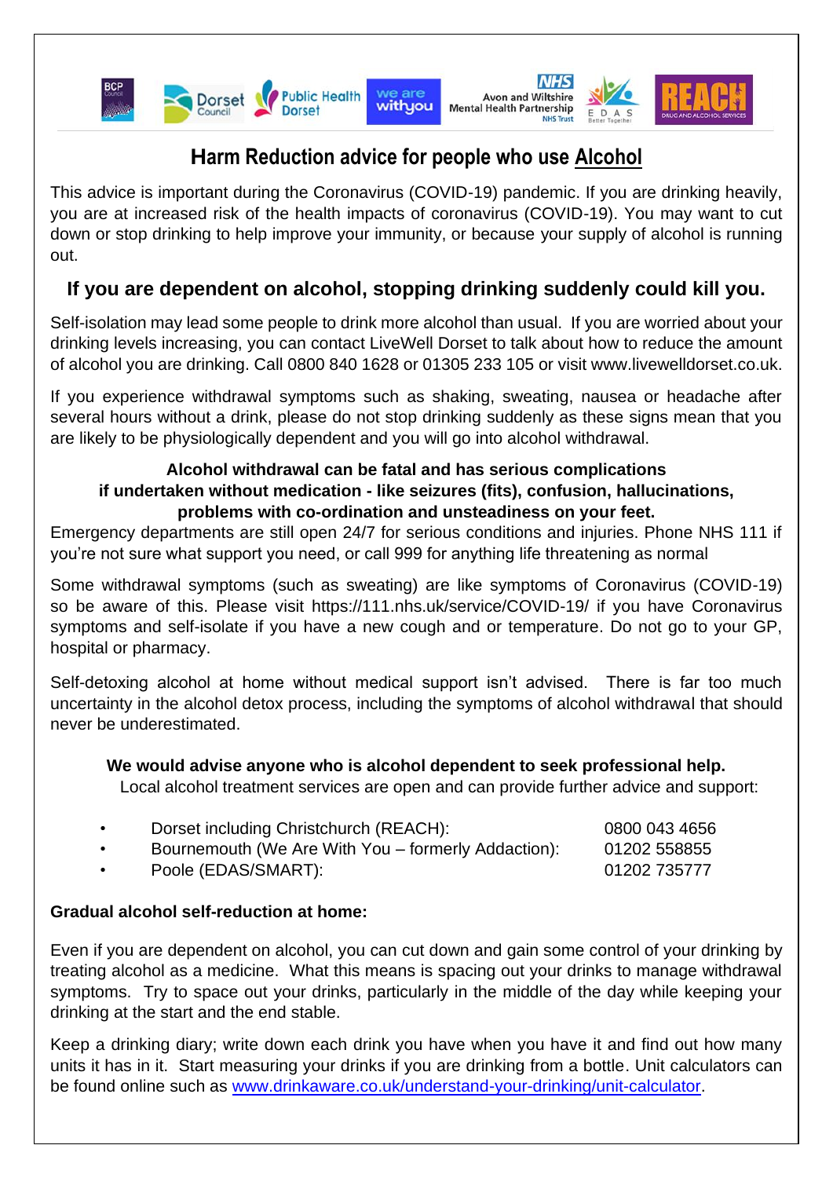# Harm Reduction advice for people who use Alcohol

This advice is important during the Coronavirus (COVID-19) pandemic. If you are drinking heavily, you are at increased risk of the health impacts of coronavirus (COVID-19). You may want to cut down or stop drinking to help improve your immunity, or because your supply of alcohol is running out.

## If you are dependent on alcohol, stopping drinking suddenly could kill you.

Self-isolation may lead some people to drink more alcohol than usual. If you are worried about your drinking levels increasing, you can contact LiveWell Dorset to talk about how to reduce the amount of alcohol you are drinking. Call 0800 840 1628 or 01305 233 105 or visit www.livewelldorset.co.uk.

If you experience withdrawal symptoms such as shaking, sweating, nausea or headache after several hours without a drink, please do not stop drinking suddenly as these signs mean that you are likely to be physiologically dependent and you will go into alcohol withdrawal.

**Alcohol withdrawal can be fatal and has serious complications if undertaken without medication - like seizures (fits), confusion, hallucinations, problems with co-ordination and unsteadiness on your feet.**

Emergency departments are still open 24/7 for serious conditions and injuries. Phone NHS 111 if you're not sure what support you need, or call 999 for anything life threatening as normal

Some withdrawal symptoms (such as sweating) are like symptoms of Coronavirus (COVID-19) so be aware of this. Please visit https://111.nhs.uk/service/COVID-19/ if you have Coronavirus symptoms and self-isolate if you have a new cough and or temperature. Do not go to your GP, hospital or pharmacy.

Self-detoxing alcohol at home without medical support isn't advised. There is far too much uncertainty in the alcohol detox process, including the symptoms of alcohol withdrawal that should never be underestimated.

**We would advise anyone who is alcohol dependent to seek professional help.**

Local alcohol treatment services are open and can provide further advice and support:

- Dorset including Christchurch (REACH): 0800 043 4656
- Bournemouth (We Are With You – formerly Addaction): 01202 558855
- Poole (EDAS/SMART): 01202 735777

**Gradual alcohol self-reduction at home:**

Even if you are dependent on alcohol, you can cut down and gain some control of your drinking by treating alcohol as a medicine. What this means is spacing out your drinks to manage withdrawal symptoms. Try to space out your drinks, particularly in the middle of the day while keeping your drinking at the start and the end stable.

Keep a drinking diary; write down each drink you have when you have it and find out how many units it has in it. Start measuring your drinks if you are drinking from a bottle. Unit calculators can be found online such as [www.drinkaware.co.uk/understand-your-drinking/unit-calculator](www.drinkaware.co.uk/understand-your-drinking/unit-calculator).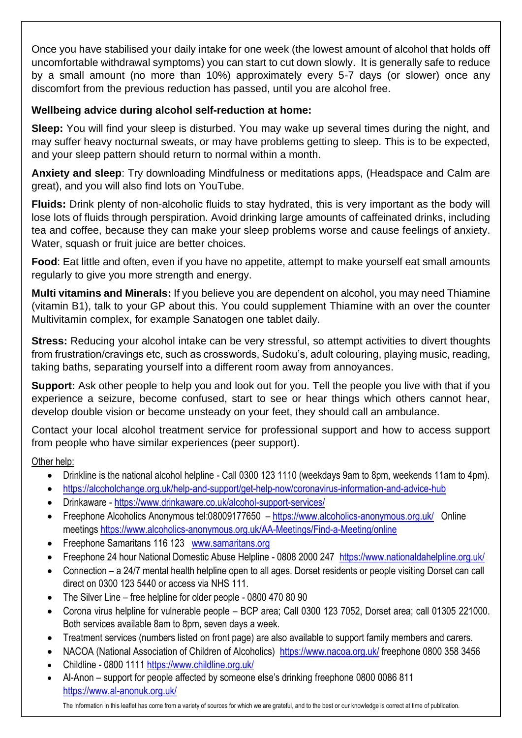Once you have stabilised your daily intake for one week (the lowest amount of alcohol that holds off uncomfortable withdrawal symptoms) you can start to cut down slowly. It is generally safe to reduce by a small amount (no more than 10%) approximately every 5-7 days (or slower) once any discomfort from the previous reduction has passed, until you are alcohol free.

**Wellbeing advice during alcohol self-reduction at home:**

**Sleep:** You will find your sleep is disturbed. You may wake up several times during the night, and may suffer heavy nocturnal sweats, or may have problems getting to sleep. This is to be expected, and your sleep pattern should return to normal within a month.

**Anxiety and sleep**: Try downloading Mindfulness or meditations apps, (Headspace and Calm are great), and you will also find lots on YouTube.

**Fluids:** Drink plenty of non-alcoholic fluids to stay hydrated, this is very important as the body will lose lots of fluids through perspiration. Avoid drinking large amounts of caffeinated drinks, including tea and coffee, because they can make your sleep problems worse and cause feelings of anxiety. Water, squash or fruit juice are better choices.

**Food**: Eat little and often, even if you have no appetite, attempt to make yourself eat small amounts regularly to give you more strength and energy.

**Multi vitamins and Minerals:** If you believe you are dependent on alcohol, you may need Thiamine (vitamin B1), talk to your GP about this. You could supplement Thiamine with an over the counter Multivitamin complex, for example Sanatogen one tablet daily.

**Stress:** Reducing your alcohol intake can be very stressful, so attempt activities to divert thoughts from frustration/cravings etc, such as crosswords, Sudoku's, adult colouring, playing music, reading, taking baths, separating yourself into a different room away from annoyances.

**Support:** Ask other people to help you and look out for you. Tell the people you live with that if you experience a seizure, become confused, start to see or hear things which others cannot hear, develop double vision or become unsteady on your feet, they should call an ambulance.

Contact your local alcohol treatment service for professional support and how to access support from people who have similar experiences (peer support).

Other help:

- Drinkline is the national alcohol helpline - Call 0300 123 1110 (weekdays 9am to 8pm, weekends 11am to 4pm).
- https://alcoholchange.org.uk/help-and-support/get-help-now/coronavirus-information-and-advice-hub
- Drinkaware - https://www.drinkaware.co.uk/alcohol-support-services/
- Freephone Alcoholics Anonymous tel:08009177650 – https://www.alcoholics-anonymous.org.uk/ Online meetings https://www.alcoholics-anonymous.org.uk/AA-Meetings/Find-a-Meeting/online
- Freephone Samaritans 116 123 www.samaritans.org
- Freephone 24 hour National Domestic Abuse Helpline - 0808 2000 247 https://www.nationaldahelpline.org.uk/
- Connection – a 24/7 mental health helpline open to all ages. Dorset residents or people visiting Dorset can call direct on 0300 123 5440 or access via NHS 111.
- The Silver Line – free helpline for older people - 0800 470 80 90
- Corona virus helpline for vulnerable people – BCP area; Call 0300 123 7052, Dorset area; call 01305 221000. Both services available 8am to 8pm, seven days a week.
- Treatment services (numbers listed on front page) are also available to support family members and carers.
- NACOA (National Association of Children of Alcoholics) https://www.nacoa.org.uk/ freephone 0800 358 3456
- Childline - 0800 1111 https://www.childline.org.uk/
- Al-Anon – support for people affected by someone else's drinking freephone 0800 0086 811 https://www.al-anonuk.org.uk/

The information in this leaflet has come from a variety of sources for which we are grateful, and to the best or our knowledge is correct at time of publication.